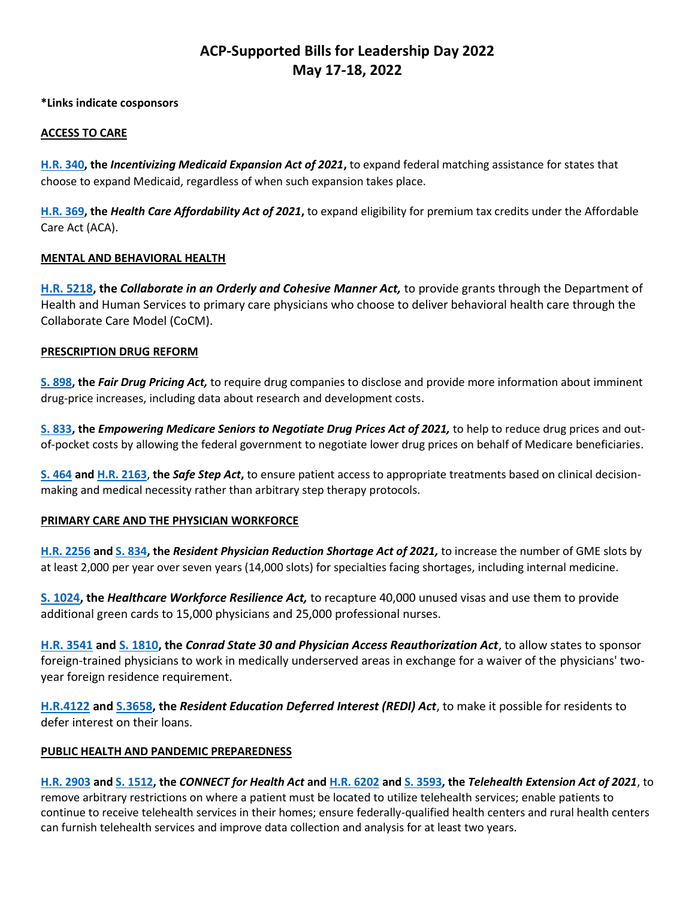# ACP-Supported Bills for Leadership Day 2022
# May 17-18, 2022

**\*Links indicate cosponsors**

**ACCESS TO CARE**

**H.R. 340, the *Incentivizing Medicaid Expansion Act of 2021*,** to expand federal matching assistance for states that choose to expand Medicaid, regardless of when such expansion takes place.

**H.R. 369, the *Health Care Affordability Act of 2021*,** to expand eligibility for premium tax credits under the Affordable Care Act (ACA).

**MENTAL AND BEHAVIORAL HEALTH**

**H.R. 5218, the *Collaborate in an Orderly and Cohesive Manner Act,*** to provide grants through the Department of Health and Human Services to primary care physicians who choose to deliver behavioral health care through the Collaborate Care Model (CoCM).

**PRESCRIPTION DRUG REFORM**

**S. 898, the *Fair Drug Pricing Act,*** to require drug companies to disclose and provide more information about imminent drug-price increases, including data about research and development costs.

**S. 833, the *Empowering Medicare Seniors to Negotiate Drug Prices Act of 2021,*** to help to reduce drug prices and out-of-pocket costs by allowing the federal government to negotiate lower drug prices on behalf of Medicare beneficiaries.

**S. 464 and H.R. 2163, the *Safe Step Act*,** to ensure patient access to appropriate treatments based on clinical decision-making and medical necessity rather than arbitrary step therapy protocols.

**PRIMARY CARE AND THE PHYSICIAN WORKFORCE**

**H.R. 2256 and S. 834, the *Resident Physician Reduction Shortage Act of 2021,*** to increase the number of GME slots by at least 2,000 per year over seven years (14,000 slots) for specialties facing shortages, including internal medicine.

**S. 1024, the *Healthcare Workforce Resilience Act,*** to recapture 40,000 unused visas and use them to provide additional green cards to 15,000 physicians and 25,000 professional nurses.

**H.R. 3541 and S. 1810, the *Conrad State 30 and Physician Access Reauthorization Act*,** to allow states to sponsor foreign-trained physicians to work in medically underserved areas in exchange for a waiver of the physicians' two-year foreign residence requirement.

**H.R.4122 and S.3658, the *Resident Education Deferred Interest (REDI) Act*,** to make it possible for residents to defer interest on their loans.

**PUBLIC HEALTH AND PANDEMIC PREPAREDNESS**

**H.R. 2903 and S. 1512, the *CONNECT for Health Act* and H.R. 6202 and S. 3593, the *Telehealth Extension Act of 2021*,** to remove arbitrary restrictions on where a patient must be located to utilize telehealth services; enable patients to continue to receive telehealth services in their homes; ensure federally-qualified health centers and rural health centers can furnish telehealth services and improve data collection and analysis for at least two years.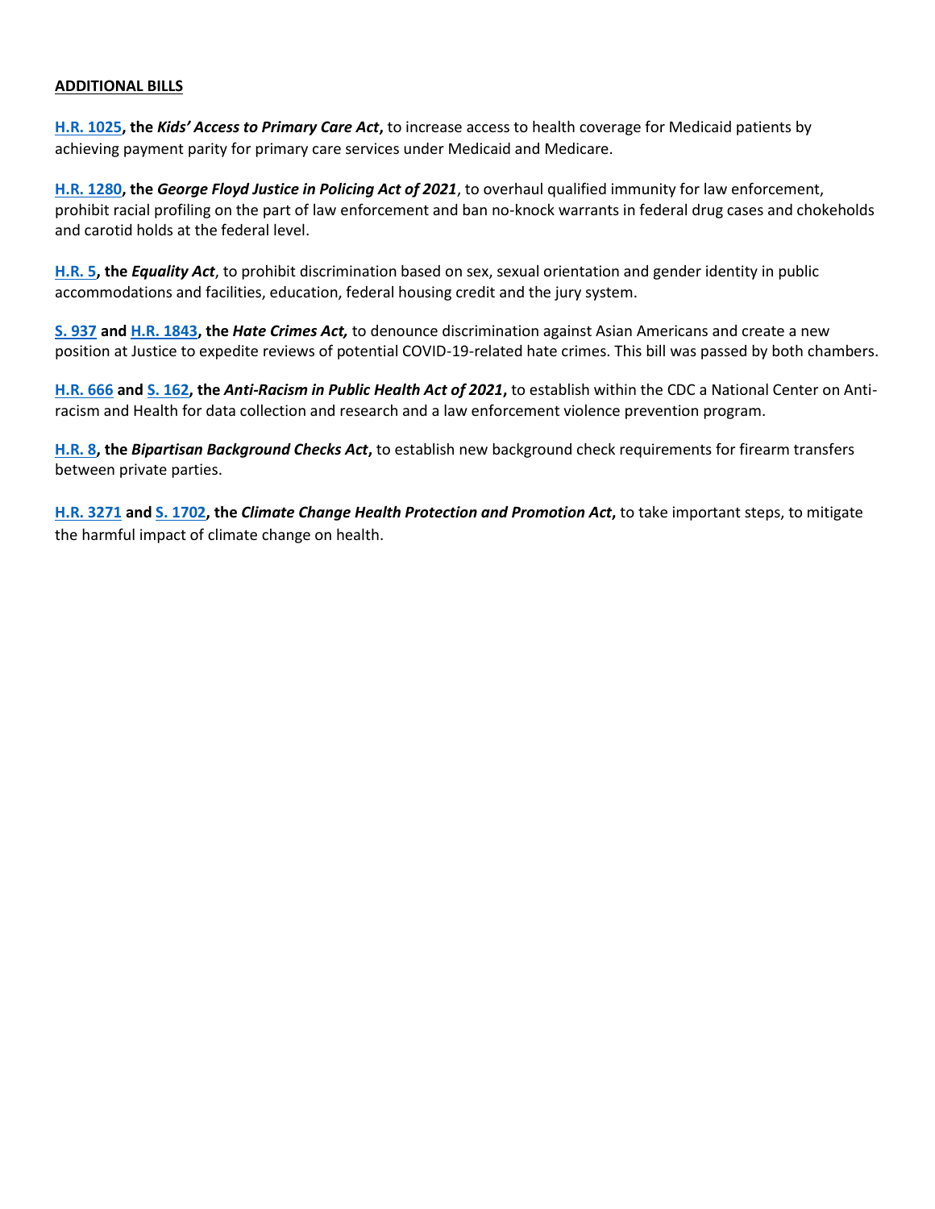**ADDITIONAL BILLS**

**H.R. 1025, the *Kids' Access to Primary Care Act*,** to increase access to health coverage for Medicaid patients by achieving payment parity for primary care services under Medicaid and Medicare.

**H.R. 1280, the *George Floyd Justice in Policing Act of 2021***, to overhaul qualified immunity for law enforcement, prohibit racial profiling on the part of law enforcement and ban no-knock warrants in federal drug cases and chokeholds and carotid holds at the federal level.

**H.R. 5, the *Equality Act***, to prohibit discrimination based on sex, sexual orientation and gender identity in public accommodations and facilities, education, federal housing credit and the jury system.

**S. 937 and H.R. 1843, the *Hate Crimes Act,*** to denounce discrimination against Asian Americans and create a new position at Justice to expedite reviews of potential COVID-19-related hate crimes. This bill was passed by both chambers.

**H.R. 666 and S. 162, the *Anti-Racism in Public Health Act of 2021*,** to establish within the CDC a National Center on Anti-racism and Health for data collection and research and a law enforcement violence prevention program.

**H.R. 8, the *Bipartisan Background Checks Act*,** to establish new background check requirements for firearm transfers between private parties.

**H.R. 3271 and S. 1702, the *Climate Change Health Protection and Promotion Act*,** to take important steps, to mitigate the harmful impact of climate change on health.